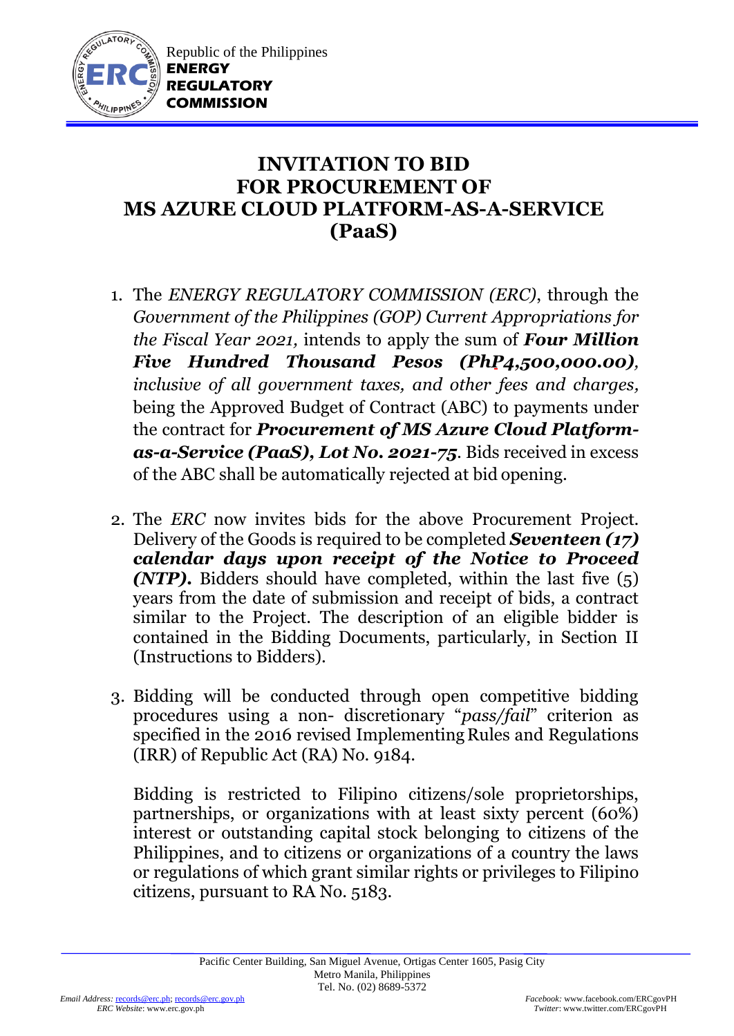Republic of the Philippines
**ENERGY REGULATORY COMMISSION**

# INVITATION TO BID FOR PROCUREMENT OF MS AZURE CLOUD PLATFORM-AS-A-SERVICE (PaaS)

1. The *ENERGY REGULATORY COMMISSION (ERC)*, through the *Government of the Philippines (GOP) Current Appropriations for the Fiscal Year 2021,* intends to apply the sum of ***Four Million Five Hundred Thousand Pesos (PhP4,500,000.00)****, inclusive of all government taxes, and other fees and charges,* being the Approved Budget of Contract (ABC) to payments under the contract for ***Procurement of MS Azure Cloud Platform-as-a-Service (PaaS), Lot No. 2021-75***. Bids received in excess of the ABC shall be automatically rejected at bid opening.

2. The *ERC* now invites bids for the above Procurement Project. Delivery of the Goods is required to be completed ***Seventeen (17) calendar days upon receipt of the Notice to Proceed (NTP).*** Bidders should have completed, within the last five (5) years from the date of submission and receipt of bids, a contract similar to the Project. The description of an eligible bidder is contained in the Bidding Documents, particularly, in Section II (Instructions to Bidders).

3. Bidding will be conducted through open competitive bidding procedures using a non- discretionary "*pass/fail*" criterion as specified in the 2016 revised Implementing Rules and Regulations (IRR) of Republic Act (RA) No. 9184.

   Bidding is restricted to Filipino citizens/sole proprietorships, partnerships, or organizations with at least sixty percent (60%) interest or outstanding capital stock belonging to citizens of the Philippines, and to citizens or organizations of a country the laws or regulations of which grant similar rights or privileges to Filipino citizens, pursuant to RA No. 5183.

Pacific Center Building, San Miguel Avenue, Ortigas Center 1605, Pasig City
Metro Manila, Philippines
Tel. No. (02) 8689-5372

*Email Address:* records@erc.ph; records@erc.gov.ph
*ERC Website*: www.erc.gov.ph

*Facebook:* www.facebook.com/ERCgovPH
*Twitter*: www.twitter.com/ERCgovPH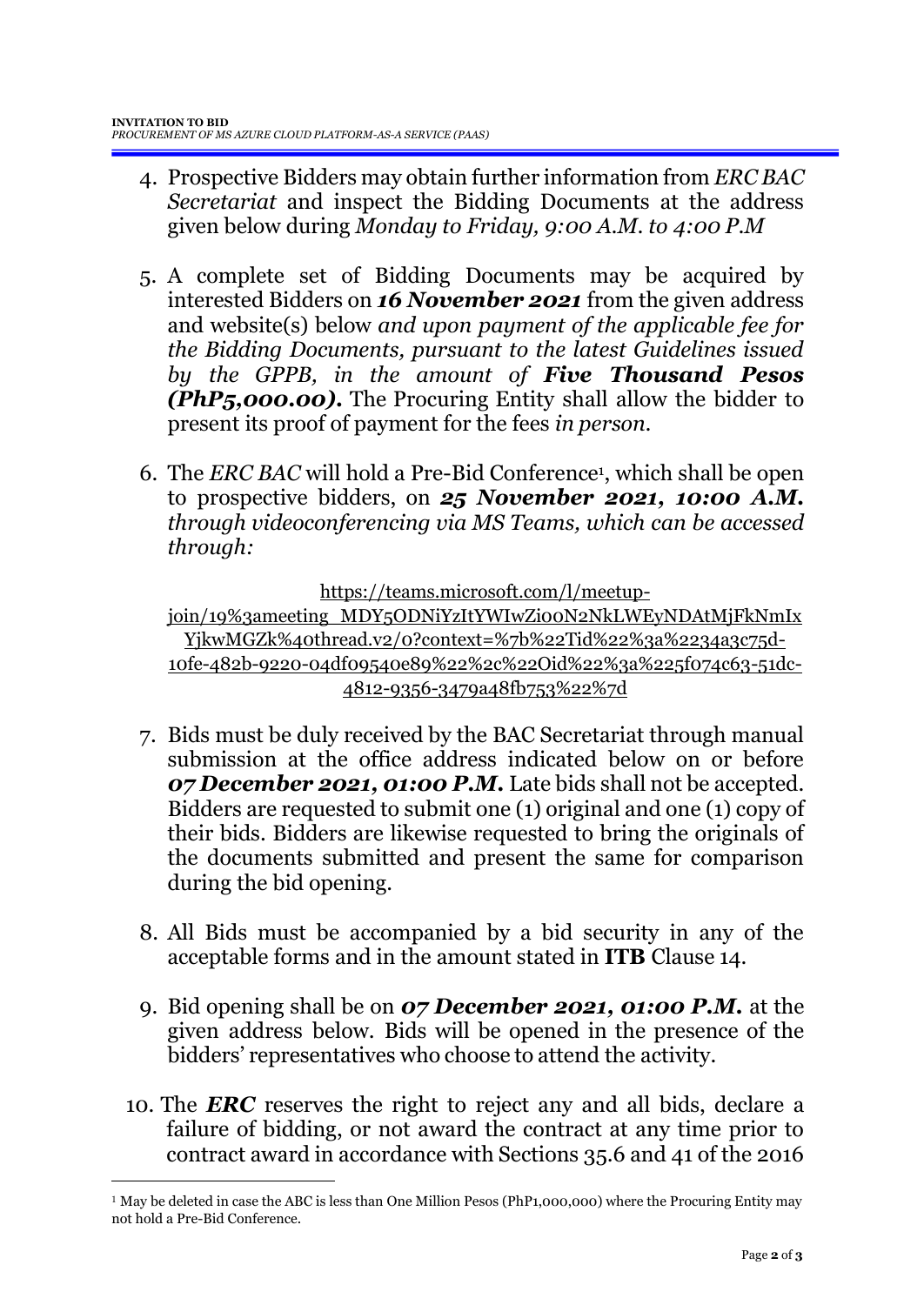4. Prospective Bidders may obtain further information from *ERC BAC Secretariat* and inspect the Bidding Documents at the address given below during *Monday to Friday, 9:00 A.M. to 4:00 P.M*

5. A complete set of Bidding Documents may be acquired by interested Bidders on ***16 November 2021*** from the given address and website(s) below *and upon payment of the applicable fee for the Bidding Documents, pursuant to the latest Guidelines issued by the GPPB, in the amount of* ***Five Thousand Pesos (PhP5,000.00).*** The Procuring Entity shall allow the bidder to present its proof of payment for the fees *in person.*

6. The *ERC BAC* will hold a Pre-Bid Conference[1], which shall be open to prospective bidders, on ***25 November 2021, 10:00 A.M.*** *through videoconferencing via MS Teams, which can be accessed through:*

   https://teams.microsoft.com/l/meetup-join/19%3ameeting_MDY5ODNiYzItYWIwZi00N2NkLWEyNDAtMjFkNmIxYjkwMGZk%40thread.v2/0?context=%7b%22Tid%22%3a%2234a3c75d-10fe-482b-9220-04df09540e89%22%2c%22Oid%22%3a%225f074c63-51dc-4812-9356-3479a48fb753%22%7d

7. Bids must be duly received by the BAC Secretariat through manual submission at the office address indicated below on or before ***07 December 2021, 01:00 P.M.*** Late bids shall not be accepted. Bidders are requested to submit one (1) original and one (1) copy of their bids. Bidders are likewise requested to bring the originals of the documents submitted and present the same for comparison during the bid opening.

8. All Bids must be accompanied by a bid security in any of the acceptable forms and in the amount stated in **ITB** Clause 14.

9. Bid opening shall be on ***07 December 2021, 01:00 P.M.*** at the given address below. Bids will be opened in the presence of the bidders' representatives who choose to attend the activity.

10. The ***ERC*** reserves the right to reject any and all bids, declare a failure of bidding, or not award the contract at any time prior to contract award in accordance with Sections 35.6 and 41 of the 2016

[1] May be deleted in case the ABC is less than One Million Pesos (PhP1,000,000) where the Procuring Entity may not hold a Pre-Bid Conference.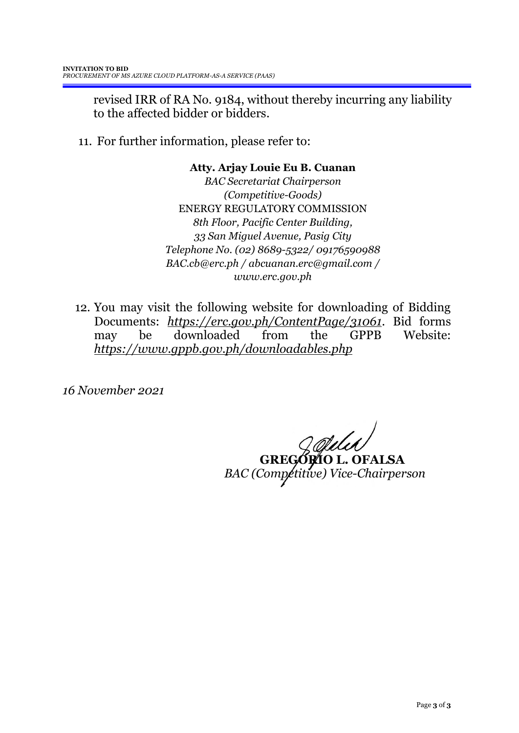revised IRR of RA No. 9184, without thereby incurring any liability to the affected bidder or bidders.

11. For further information, please refer to:

**Atty. Arjay Louie Eu B. Cuanan**
*BAC Secretariat Chairperson*
*(Competitive-Goods)*
ENERGY REGULATORY COMMISSION
*8th Floor, Pacific Center Building,*
*33 San Miguel Avenue, Pasig City*
*Telephone No. (02) 8689-5322/ 09176590988*
*BAC.cb@erc.ph / abcuanan.erc@gmail.com /*
*www.erc.gov.ph*

12. You may visit the following website for downloading of Bidding Documents: *https://erc.gov.ph/ContentPage/31061*. Bid forms may be downloaded from the GPPB Website: *https://www.gppb.gov.ph/downloadables.php*

*16 November 2021*

**GREGORIO L. OFALSA**
*BAC (Competitive) Vice-Chairperson*